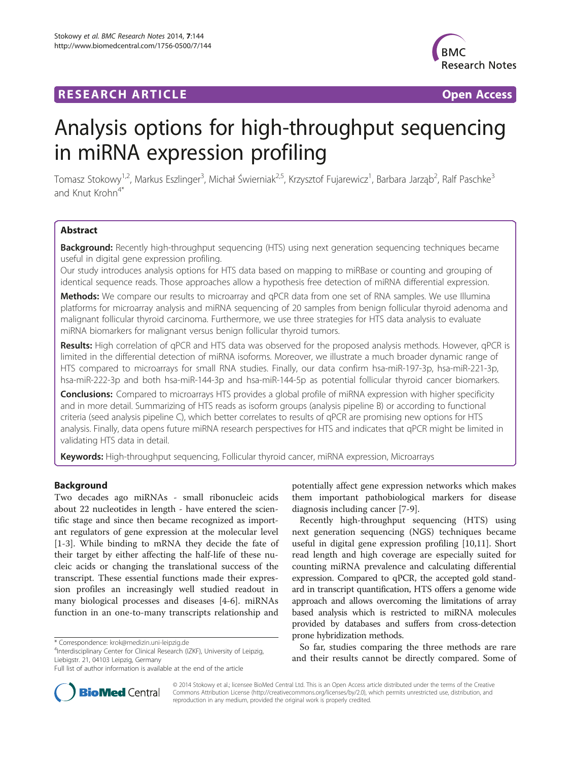RESEARCH ARTICLE **Open Access**

# Analysis options for high-throughput sequencing in miRNA expression profiling

Tomasz Stokowy[1,2], Markus Eszlinger[3], Michał Świerniak[2,5], Krzysztof Fujarewicz[1], Barbara Jarząb[2], Ralf Paschke[3] and Knut Krohn[4*]

## Abstract

**Background:** Recently high-throughput sequencing (HTS) using next generation sequencing techniques became useful in digital gene expression profiling.

Our study introduces analysis options for HTS data based on mapping to miRBase or counting and grouping of identical sequence reads. Those approaches allow a hypothesis free detection of miRNA differential expression.

**Methods:** We compare our results to microarray and qPCR data from one set of RNA samples. We use Illumina platforms for microarray analysis and miRNA sequencing of 20 samples from benign follicular thyroid adenoma and malignant follicular thyroid carcinoma. Furthermore, we use three strategies for HTS data analysis to evaluate miRNA biomarkers for malignant versus benign follicular thyroid tumors.

**Results:** High correlation of qPCR and HTS data was observed for the proposed analysis methods. However, qPCR is limited in the differential detection of miRNA isoforms. Moreover, we illustrate a much broader dynamic range of HTS compared to microarrays for small RNA studies. Finally, our data confirm hsa-miR-197-3p, hsa-miR-221-3p, hsa-miR-222-3p and both hsa-miR-144-3p and hsa-miR-144-5p as potential follicular thyroid cancer biomarkers.

**Conclusions:** Compared to microarrays HTS provides a global profile of miRNA expression with higher specificity and in more detail. Summarizing of HTS reads as isoform groups (analysis pipeline B) or according to functional criteria (seed analysis pipeline C), which better correlates to results of qPCR are promising new options for HTS analysis. Finally, data opens future miRNA research perspectives for HTS and indicates that qPCR might be limited in validating HTS data in detail.

**Keywords:** High-throughput sequencing, Follicular thyroid cancer, miRNA expression, Microarrays

## Background

Two decades ago miRNAs - small ribonucleic acids about 22 nucleotides in length - have entered the scientific stage and since then became recognized as important regulators of gene expression at the molecular level [1-3]. While binding to mRNA they decide the fate of their target by either affecting the half-life of these nucleic acids or changing the translational success of the transcript. These essential functions made their expression profiles an increasingly well studied readout in many biological processes and diseases [4-6]. miRNAs function in an one-to-many transcripts relationship and potentially affect gene expression networks which makes them important pathobiological markers for disease diagnosis including cancer [7-9].

Recently high-throughput sequencing (HTS) using next generation sequencing (NGS) techniques became useful in digital gene expression profiling [10,11]. Short read length and high coverage are especially suited for counting miRNA prevalence and calculating differential expression. Compared to qPCR, the accepted gold standard in transcript quantification, HTS offers a genome wide approach and allows overcoming the limitations of array based analysis which is restricted to miRNA molecules provided by databases and suffers from cross-detection prone hybridization methods.

So far, studies comparing the three methods are rare and their results cannot be directly compared. Some of

\* Correspondence: krok@medizin.uni-leipzig.de
[4]Interdisciplinary Center for Clinical Research (IZKF), University of Leipzig, Liebigstr. 21, 04103 Leipzig, Germany
Full list of author information is available at the end of the article

© 2014 Stokowy et al.; licensee BioMed Central Ltd. This is an Open Access article distributed under the terms of the Creative Commons Attribution License (http://creativecommons.org/licenses/by/2.0), which permits unrestricted use, distribution, and reproduction in any medium, provided the original work is properly credited.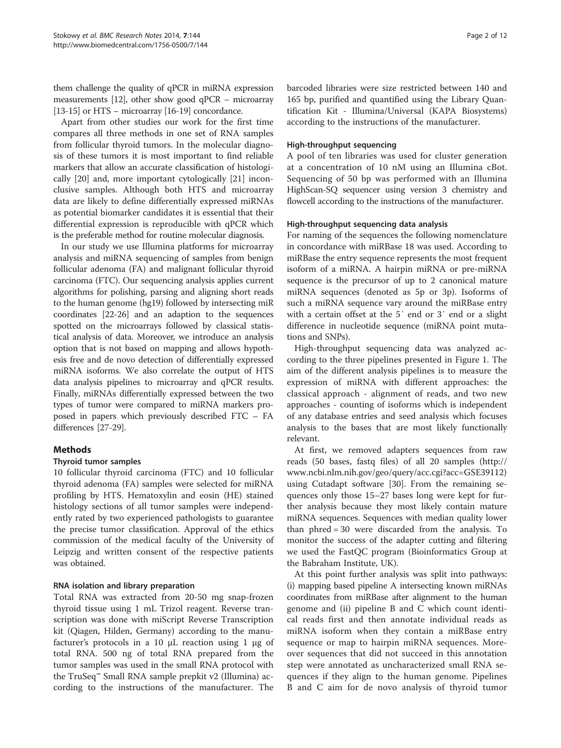them challenge the quality of qPCR in miRNA expression measurements [12], other show good qPCR – microarray [13-15] or HTS – microarray [16-19] concordance.

Apart from other studies our work for the first time compares all three methods in one set of RNA samples from follicular thyroid tumors. In the molecular diagnosis of these tumors it is most important to find reliable markers that allow an accurate classification of histologically [20] and, more important cytologically [21] inconclusive samples. Although both HTS and microarray data are likely to define differentially expressed miRNAs as potential biomarker candidates it is essential that their differential expression is reproducible with qPCR which is the preferable method for routine molecular diagnosis.

In our study we use Illumina platforms for microarray analysis and miRNA sequencing of samples from benign follicular adenoma (FA) and malignant follicular thyroid carcinoma (FTC). Our sequencing analysis applies current algorithms for polishing, parsing and aligning short reads to the human genome (hg19) followed by intersecting miR coordinates [22-26] and an adaption to the sequences spotted on the microarrays followed by classical statistical analysis of data. Moreover, we introduce an analysis option that is not based on mapping and allows hypothesis free and de novo detection of differentially expressed miRNA isoforms. We also correlate the output of HTS data analysis pipelines to microarray and qPCR results. Finally, miRNAs differentially expressed between the two types of tumor were compared to miRNA markers proposed in papers which previously described FTC – FA differences [27-29].

## Methods

### Thyroid tumor samples

10 follicular thyroid carcinoma (FTC) and 10 follicular thyroid adenoma (FA) samples were selected for miRNA profiling by HTS. Hematoxylin and eosin (HE) stained histology sections of all tumor samples were independently rated by two experienced pathologists to guarantee the precise tumor classification. Approval of the ethics commission of the medical faculty of the University of Leipzig and written consent of the respective patients was obtained.

### RNA isolation and library preparation

Total RNA was extracted from 20-50 mg snap-frozen thyroid tissue using 1 mL Trizol reagent. Reverse transcription was done with miScript Reverse Transcription kit (Qiagen, Hilden, Germany) according to the manufacturer's protocols in a 10 μL reaction using 1 μg of total RNA. 500 ng of total RNA prepared from the tumor samples was used in the small RNA protocol with the TruSeq™ Small RNA sample prepkit v2 (Illumina) according to the instructions of the manufacturer. The barcoded libraries were size restricted between 140 and 165 bp, purified and quantified using the Library Quantification Kit - Illumina/Universal (KAPA Biosystems) according to the instructions of the manufacturer.

### High-throughput sequencing

A pool of ten libraries was used for cluster generation at a concentration of 10 nM using an Illumina cBot. Sequencing of 50 bp was performed with an Illumina HighScan-SQ sequencer using version 3 chemistry and flowcell according to the instructions of the manufacturer.

### High-throughput sequencing data analysis

For naming of the sequences the following nomenclature in concordance with miRBase 18 was used. According to miRBase the entry sequence represents the most frequent isoform of a miRNA. A hairpin miRNA or pre-miRNA sequence is the precursor of up to 2 canonical mature miRNA sequences (denoted as 5p or 3p). Isoforms of such a miRNA sequence vary around the miRBase entry with a certain offset at the 5′ end or 3′ end or a slight difference in nucleotide sequence (miRNA point mutations and SNPs).

High-throughput sequencing data was analyzed according to the three pipelines presented in Figure 1. The aim of the different analysis pipelines is to measure the expression of miRNA with different approaches: the classical approach - alignment of reads, and two new approaches - counting of isoforms which is independent of any database entries and seed analysis which focuses analysis to the bases that are most likely functionally relevant.

At first, we removed adapters sequences from raw reads (50 bases, fastq files) of all 20 samples (http://www.ncbi.nlm.nih.gov/geo/query/acc.cgi?acc=GSE39112) using Cutadapt software [30]. From the remaining sequences only those 15–27 bases long were kept for further analysis because they most likely contain mature miRNA sequences. Sequences with median quality lower than phred = 30 were discarded from the analysis. To monitor the success of the adapter cutting and filtering we used the FastQC program (Bioinformatics Group at the Babraham Institute, UK).

At this point further analysis was split into pathways: (i) mapping based pipeline A intersecting known miRNAs coordinates from miRBase after alignment to the human genome and (ii) pipeline B and C which count identical reads first and then annotate individual reads as miRNA isoform when they contain a miRBase entry sequence or map to hairpin miRNA sequences. Moreover sequences that did not succeed in this annotation step were annotated as uncharacterized small RNA sequences if they align to the human genome. Pipelines B and C aim for de novo analysis of thyroid tumor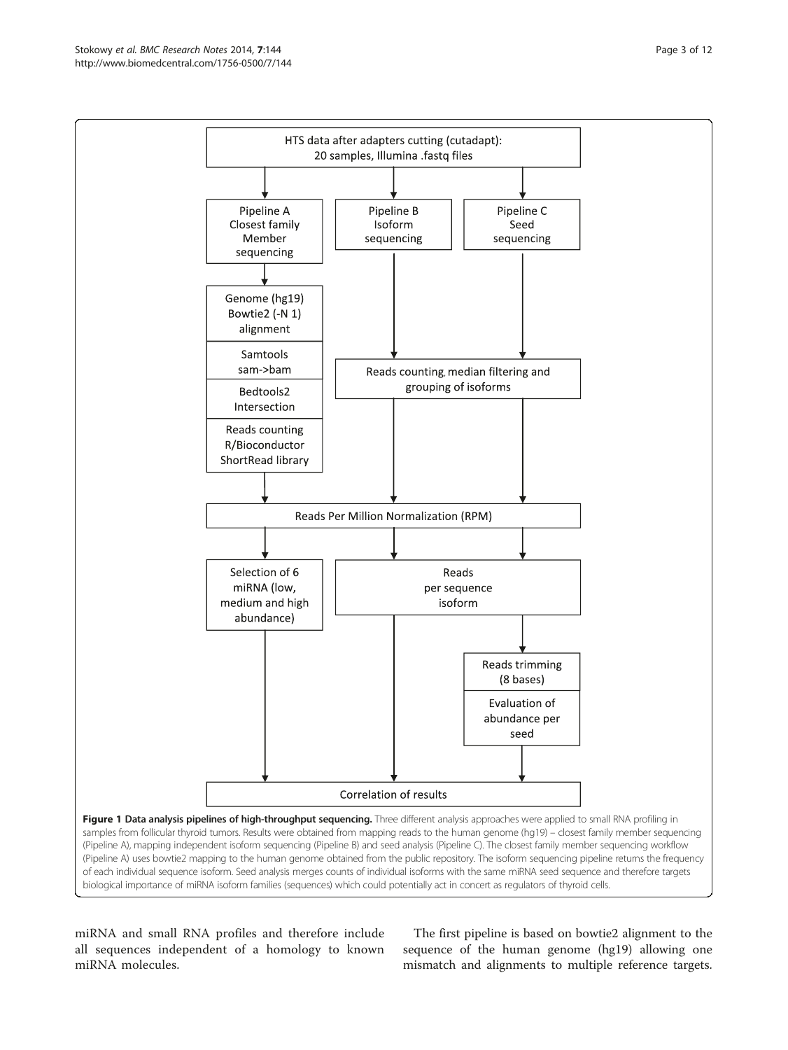HTS data after adapters cutting (cutadapt): 20 samples, Illumina .fastq files

Pipeline A Closest family Member sequencing

Pipeline B Isoform sequencing

Pipeline C Seed sequencing

Genome (hg19) Bowtie2 (-N 1) alignment

Samtools sam->bam

Bedtools2 Intersection

Reads counting R/Bioconductor ShortRead library

Reads counting, median filtering and grouping of isoforms

Reads Per Million Normalization (RPM)

Selection of 6 miRNA (low, medium and high abundance)

Reads per sequence isoform

Reads trimming (8 bases)

Evaluation of abundance per seed

Correlation of results

**Figure 1 Data analysis pipelines of high-throughput sequencing.** Three different analysis approaches were applied to small RNA profiling in samples from follicular thyroid tumors. Results were obtained from mapping reads to the human genome (hg19) – closest family member sequencing (Pipeline A), mapping independent isoform sequencing (Pipeline B) and seed analysis (Pipeline C). The closest family member sequencing workflow (Pipeline A) uses bowtie2 mapping to the human genome obtained from the public repository. The isoform sequencing pipeline returns the frequency of each individual sequence isoform. Seed analysis merges counts of individual isoforms with the same miRNA seed sequence and therefore targets biological importance of miRNA isoform families (sequences) which could potentially act in concert as regulators of thyroid cells.

miRNA and small RNA profiles and therefore include all sequences independent of a homology to known miRNA molecules.

The first pipeline is based on bowtie2 alignment to the sequence of the human genome (hg19) allowing one mismatch and alignments to multiple reference targets.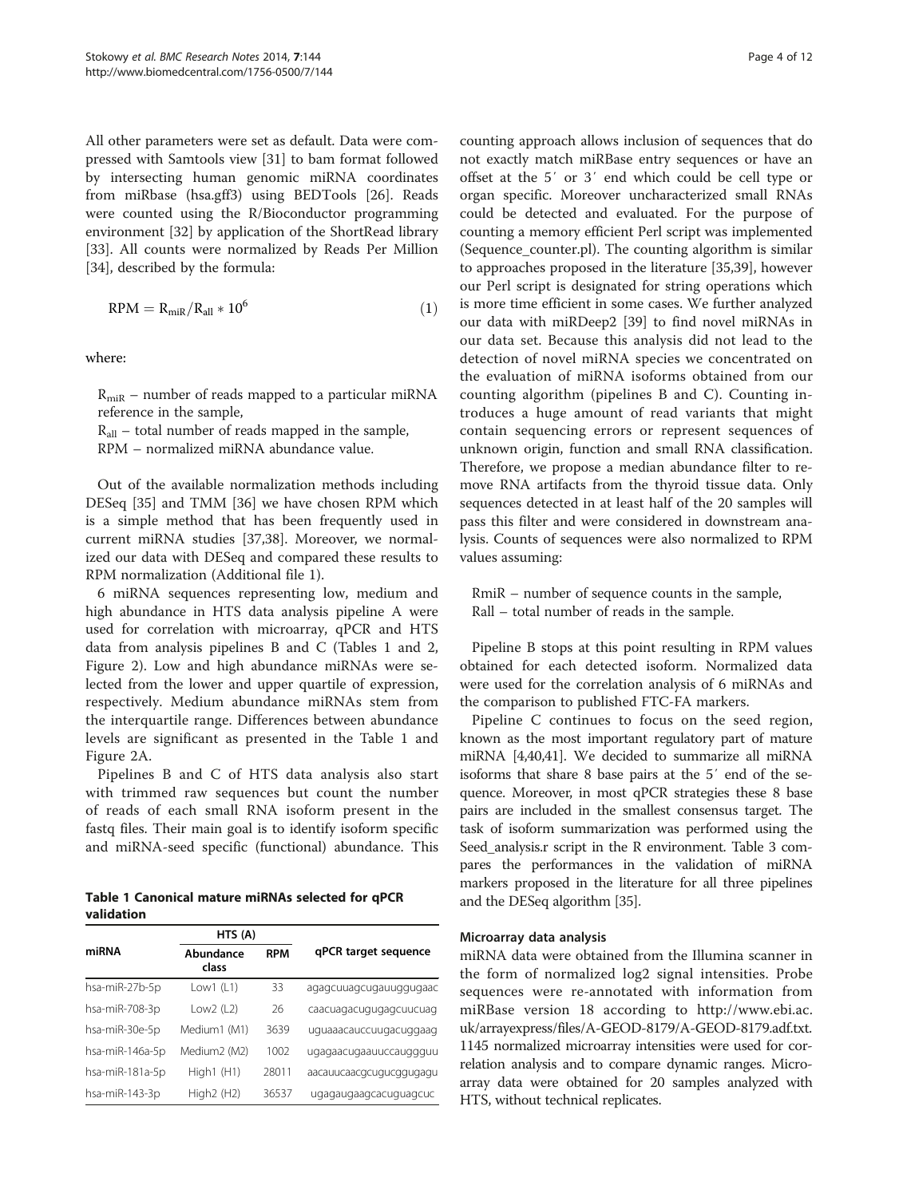All other parameters were set as default. Data were compressed with Samtools view [31] to bam format followed by intersecting human genomic miRNA coordinates from miRbase (hsa.gff3) using BEDTools [26]. Reads were counted using the R/Bioconductor programming environment [32] by application of the ShortRead library [33]. All counts were normalized by Reads Per Million [34], described by the formula:

$$\mathrm{RPM} = \mathrm{R_{miR}}/\mathrm{R_{all}} * 10^6 \tag{1}$$

where:

$R_{miR}$ – number of reads mapped to a particular miRNA reference in the sample,
$R_{all}$ – total number of reads mapped in the sample,
RPM – normalized miRNA abundance value.

Out of the available normalization methods including DESeq [35] and TMM [36] we have chosen RPM which is a simple method that has been frequently used in current miRNA studies [37,38]. Moreover, we normalized our data with DESeq and compared these results to RPM normalization (Additional file 1).

6 miRNA sequences representing low, medium and high abundance in HTS data analysis pipeline A were used for correlation with microarray, qPCR and HTS data from analysis pipelines B and C (Tables 1 and 2, Figure 2). Low and high abundance miRNAs were selected from the lower and upper quartile of expression, respectively. Medium abundance miRNAs stem from the interquartile range. Differences between abundance levels are significant as presented in the Table 1 and Figure 2A.

Pipelines B and C of HTS data analysis also start with trimmed raw sequences but count the number of reads of each small RNA isoform present in the fastq files. Their main goal is to identify isoform specific and miRNA-seed specific (functional) abundance. This counting approach allows inclusion of sequences that do not exactly match miRBase entry sequences or have an offset at the 5′ or 3′ end which could be cell type or organ specific. Moreover uncharacterized small RNAs could be detected and evaluated. For the purpose of counting a memory efficient Perl script was implemented (Sequence_counter.pl). The counting algorithm is similar to approaches proposed in the literature [35,39], however our Perl script is designated for string operations which is more time efficient in some cases. We further analyzed our data with miRDeep2 [39] to find novel miRNAs in our data set. Because this analysis did not lead to the detection of novel miRNA species we concentrated on the evaluation of miRNA isoforms obtained from our counting algorithm (pipelines B and C). Counting introduces a huge amount of read variants that might contain sequencing errors or represent sequences of unknown origin, function and small RNA classification. Therefore, we propose a median abundance filter to remove RNA artifacts from the thyroid tissue data. Only sequences detected in at least half of the 20 samples will pass this filter and were considered in downstream analysis. Counts of sequences were also normalized to RPM values assuming:

RmiR – number of sequence counts in the sample,
Rall – total number of reads in the sample.

Pipeline B stops at this point resulting in RPM values obtained for each detected isoform. Normalized data were used for the correlation analysis of 6 miRNAs and the comparison to published FTC-FA markers.

Pipeline C continues to focus on the seed region, known as the most important regulatory part of mature miRNA [4,40,41]. We decided to summarize all miRNA isoforms that share 8 base pairs at the 5′ end of the sequence. Moreover, in most qPCR strategies these 8 base pairs are included in the smallest consensus target. The task of isoform summarization was performed using the Seed_analysis.r script in the R environment. Table 3 compares the performances in the validation of miRNA markers proposed in the literature for all three pipelines and the DESeq algorithm [35].

**Table 1 Canonical mature miRNAs selected for qPCR validation**

| miRNA | HTS (A) | | qPCR target sequence |
|---|---|---|---|
| | Abundance class | RPM | |
| hsa-miR-27b-5p | Low1 (L1) | 33 | agagcuuagcugauuggugaac |
| hsa-miR-708-3p | Low2 (L2) | 26 | caacuagacugugagcuucuag |
| hsa-miR-30e-5p | Medium1 (M1) | 3639 | uguaaacauccuugacuggaag |
| hsa-miR-146a-5p | Medium2 (M2) | 1002 | ugagaacugaauuccauggguu |
| hsa-miR-181a-5p | High1 (H1) | 28011 | aacauucaacgcugucggugagu |
| hsa-miR-143-3p | High2 (H2) | 36537 | ugagaugaagcacuguagcuc |

### Microarray data analysis

miRNA data were obtained from the Illumina scanner in the form of normalized log2 signal intensities. Probe sequences were re-annotated with information from miRBase version 18 according to http://www.ebi.ac.uk/arrayexpress/files/A-GEOD-8179/A-GEOD-8179.adf.txt. 1145 normalized microarray intensities were used for correlation analysis and to compare dynamic ranges. Microarray data were obtained for 20 samples analyzed with HTS, without technical replicates.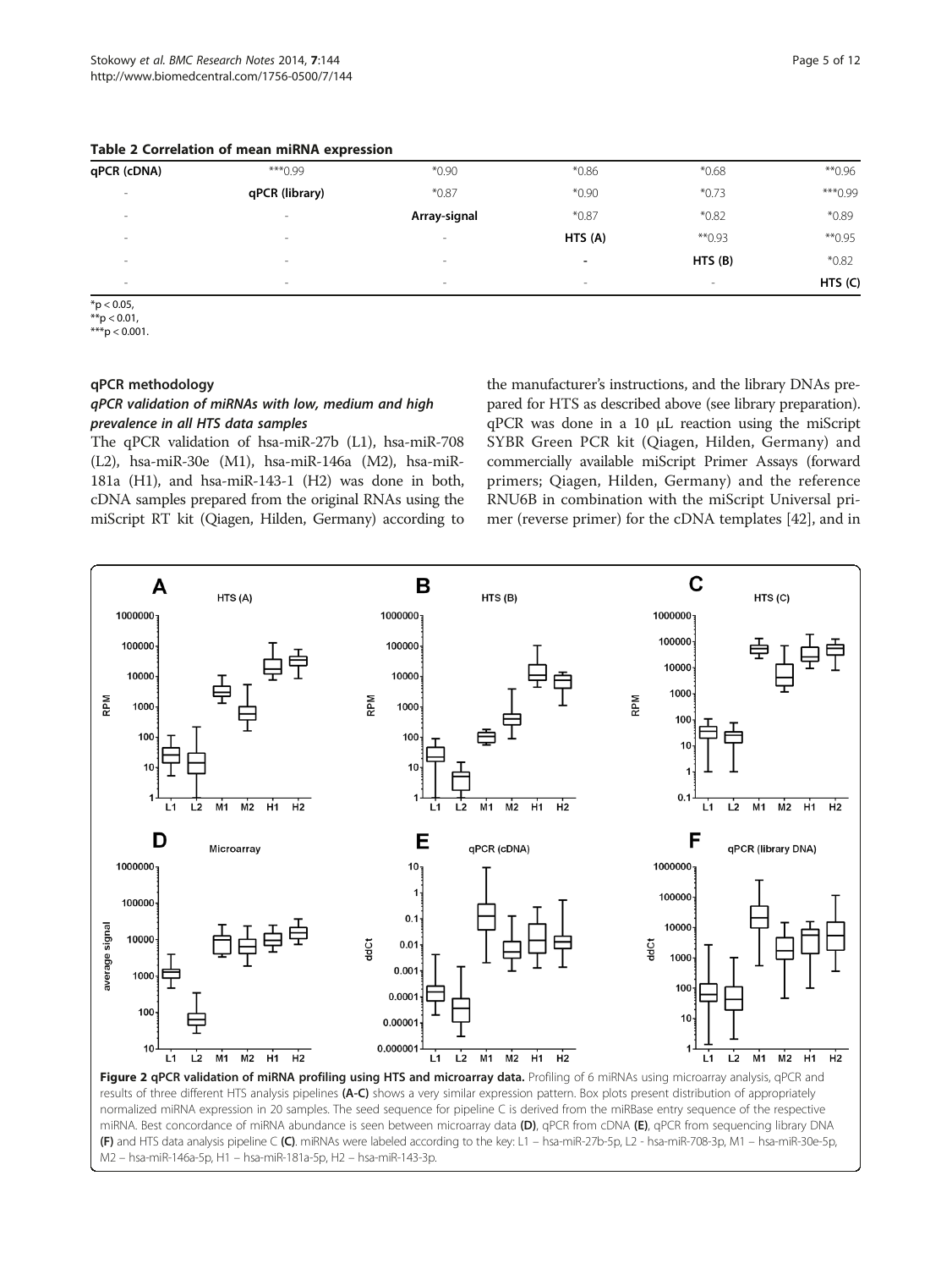**Table 2 Correlation of mean miRNA expression**

| qPCR (cDNA) | ***0.99 | *0.90 | *0.86 | *0.68 | **0.96 |
|---|---|---|---|---|---|
| - | qPCR (library) | *0.87 | *0.90 | *0.73 | ***0.99 |
| - | - | Array-signal | *0.87 | *0.82 | *0.89 |
| - | - | - | HTS (A) | **0.93 | **0.95 |
| - | - | - | - | HTS (B) | *0.82 |
| - | - | - | - | - | HTS (C) |

*p < 0.05,
**p < 0.01,
***p < 0.001.

### qPCR methodology

#### *qPCR validation of miRNAs with low, medium and high prevalence in all HTS data samples*

The qPCR validation of hsa-miR-27b (L1), hsa-miR-708 (L2), hsa-miR-30e (M1), hsa-miR-146a (M2), hsa-miR-181a (H1), and hsa-miR-143-1 (H2) was done in both, cDNA samples prepared from the original RNAs using the miScript RT kit (Qiagen, Hilden, Germany) according to the manufacturer's instructions, and the library DNAs prepared for HTS as described above (see library preparation). qPCR was done in a 10 μL reaction using the miScript SYBR Green PCR kit (Qiagen, Hilden, Germany) and commercially available miScript Primer Assays (forward primers; Qiagen, Hilden, Germany) and the reference RNU6B in combination with the miScript Universal primer (reverse primer) for the cDNA templates [42], and in

**Figure 2 qPCR validation of miRNA profiling using HTS and microarray data.** Profiling of 6 miRNAs using microarray analysis, qPCR and results of three different HTS analysis pipelines **(A-C)** shows a very similar expression pattern. Box plots present distribution of appropriately normalized miRNA expression in 20 samples. The seed sequence for pipeline C is derived from the miRBase entry sequence of the respective miRNA. Best concordance of miRNA abundance is seen between microarray data **(D)**, qPCR from cDNA **(E)**, qPCR from sequencing library DNA **(F)** and HTS data analysis pipeline C **(C)**. miRNAs were labeled according to the key: L1 – hsa-miR-27b-5p, L2 - hsa-miR-708-3p, M1 – hsa-miR-30e-5p, M2 – hsa-miR-146a-5p, H1 – hsa-miR-181a-5p, H2 – hsa-miR-143-3p.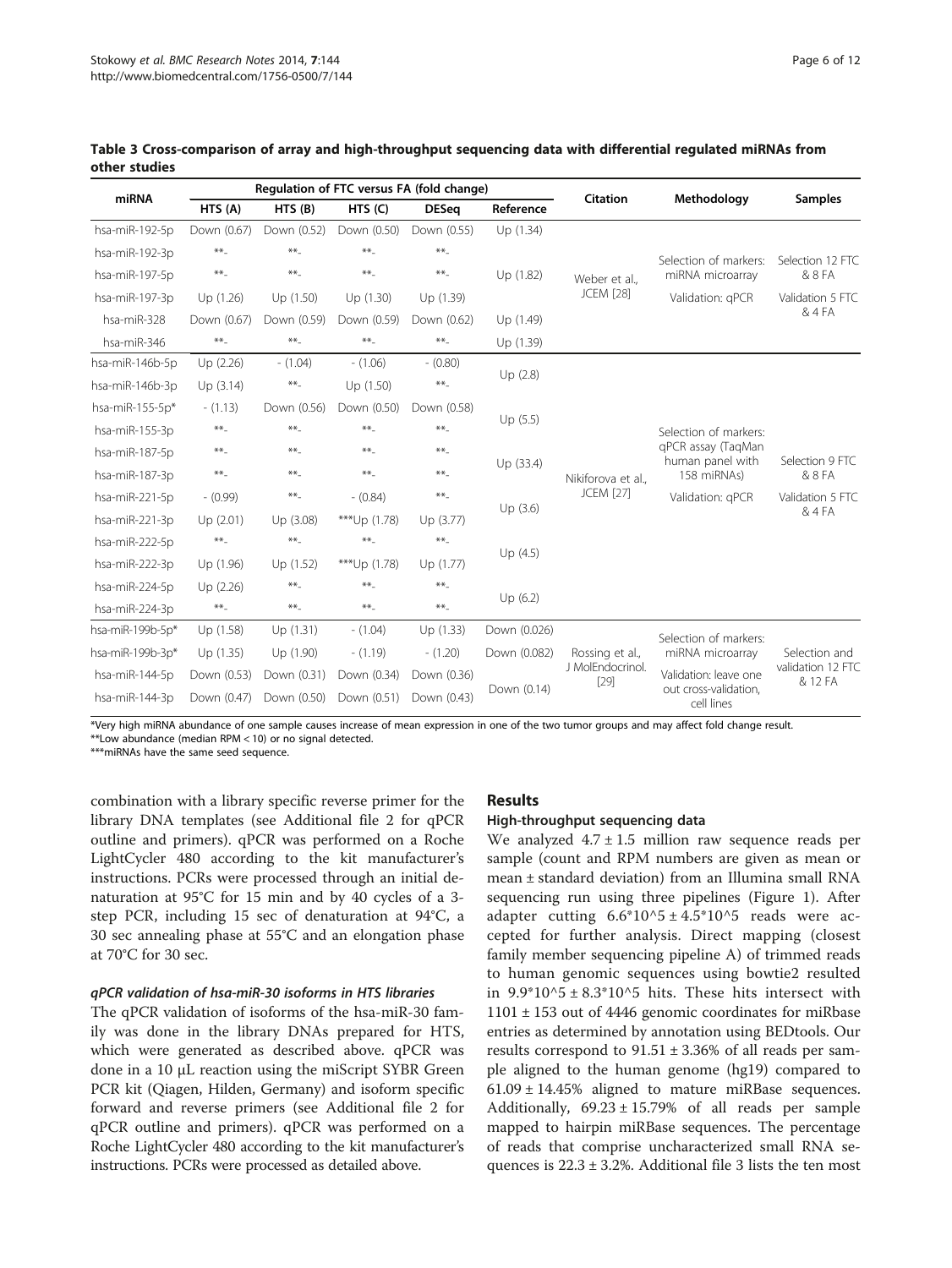**Table 3 Cross-comparison of array and high-throughput sequencing data with differential regulated miRNAs from other studies**

| miRNA | Regulation of FTC versus FA (fold change) | | | | | Citation | Methodology | Samples |
|---|---|---|---|---|---|---|---|---|
| | HTS (A) | HTS (B) | HTS (C) | DESeq | Reference | | | |
| hsa-miR-192-5p | Down (0.67) | Down (0.52) | Down (0.50) | Down (0.55) | Up (1.34) | Weber et al., JCEM [28] | Selection of markers: miRNA microarray Validation: qPCR | Selection 12 FTC & 8 FA Validation 5 FTC & 4 FA |
| hsa-miR-192-3p | **- | **- | **- | **- | | | | |
| hsa-miR-197-5p | **- | **- | **- | **- | Up (1.82) | | | |
| hsa-miR-197-3p | Up (1.26) | Up (1.50) | Up (1.30) | Up (1.39) | | | | |
| hsa-miR-328 | Down (0.67) | Down (0.59) | Down (0.59) | Down (0.62) | Up (1.49) | | | |
| hsa-miR-346 | **- | **- | **- | **- | Up (1.39) | | | |
| hsa-miR-146b-5p | Up (2.26) | - (1.04) | - (1.06) | - (0.80) | Up (2.8) | Nikiforova et al., JCEM [27] | Selection of markers: qPCR assay (TaqMan human panel with 158 miRNAs) Validation: qPCR | Selection 9 FTC & 8 FA Validation 5 FTC & 4 FA |
| hsa-miR-146b-3p | Up (3.14) | **- | Up (1.50) | **- | | | | |
| hsa-miR-155-5p* | - (1.13) | Down (0.56) | Down (0.50) | Down (0.58) | Up (5.5) | | | |
| hsa-miR-155-3p | **- | **- | **- | **- | | | | |
| hsa-miR-187-5p | **- | **- | **- | **- | Up (33.4) | | | |
| hsa-miR-187-3p | **- | **- | **- | **- | | | | |
| hsa-miR-221-5p | - (0.99) | **- | - (0.84) | **- | Up (3.6) | | | |
| hsa-miR-221-3p | Up (2.01) | Up (3.08) | ***Up (1.78) | Up (3.77) | | | | |
| hsa-miR-222-5p | **- | **- | **- | **- | Up (4.5) | | | |
| hsa-miR-222-3p | Up (1.96) | Up (1.52) | ***Up (1.78) | Up (1.77) | | | | |
| hsa-miR-224-5p | Up (2.26) | **- | **- | **- | Up (6.2) | | | |
| hsa-miR-224-3p | **- | **- | **- | **- | | | | |
| hsa-miR-199b-5p* | Up (1.58) | Up (1.31) | - (1.04) | Up (1.33) | Down (0.026) | Rossing et al., J MolEndocrinol. [29] | Selection of markers: miRNA microarray Validation: leave one out cross-validation, cell lines | Selection and validation 12 FTC & 12 FA |
| hsa-miR-199b-3p* | Up (1.35) | Up (1.90) | - (1.19) | - (1.20) | Down (0.082) | | | |
| hsa-miR-144-5p | Down (0.53) | Down (0.31) | Down (0.34) | Down (0.36) | Down (0.14) | | | |
| hsa-miR-144-3p | Down (0.47) | Down (0.50) | Down (0.51) | Down (0.43) | | | | |

*Very high miRNA abundance of one sample causes increase of mean expression in one of the two tumor groups and may affect fold change result.
**Low abundance (median RPM < 10) or no signal detected.
***miRNAs have the same seed sequence.

combination with a library specific reverse primer for the library DNA templates (see Additional file 2 for qPCR outline and primers). qPCR was performed on a Roche LightCycler 480 according to the kit manufacturer's instructions. PCRs were processed through an initial denaturation at 95°C for 15 min and by 40 cycles of a 3-step PCR, including 15 sec of denaturation at 94°C, a 30 sec annealing phase at 55°C and an elongation phase at 70°C for 30 sec.

#### *qPCR validation of hsa-miR-30 isoforms in HTS libraries*

The qPCR validation of isoforms of the hsa-miR-30 family was done in the library DNAs prepared for HTS, which were generated as described above. qPCR was done in a 10 μL reaction using the miScript SYBR Green PCR kit (Qiagen, Hilden, Germany) and isoform specific forward and reverse primers (see Additional file 2 for qPCR outline and primers). qPCR was performed on a Roche LightCycler 480 according to the kit manufacturer's instructions. PCRs were processed as detailed above.

## Results

### High-throughput sequencing data

We analyzed $4.7 \pm 1.5$ million raw sequence reads per sample (count and RPM numbers are given as mean or mean ± standard deviation) from an Illumina small RNA sequencing run using three pipelines (Figure 1). After adapter cutting $6.6*10^5 \pm 4.5*10^5$ reads were accepted for further analysis. Direct mapping (closest family member sequencing pipeline A) of trimmed reads to human genomic sequences using bowtie2 resulted in $9.9*10^5 \pm 8.3*10^5$ hits. These hits intersect with $1101 \pm 153$ out of 4446 genomic coordinates for miRbase entries as determined by annotation using BEDtools. Our results correspond to $91.51 \pm 3.36\%$ of all reads per sample aligned to the human genome (hg19) compared to $61.09 \pm 14.45\%$ aligned to mature miRBase sequences. Additionally, $69.23 \pm 15.79\%$ of all reads per sample mapped to hairpin miRBase sequences. The percentage of reads that comprise uncharacterized small RNA sequences is $22.3 \pm 3.2\%$. Additional file 3 lists the ten most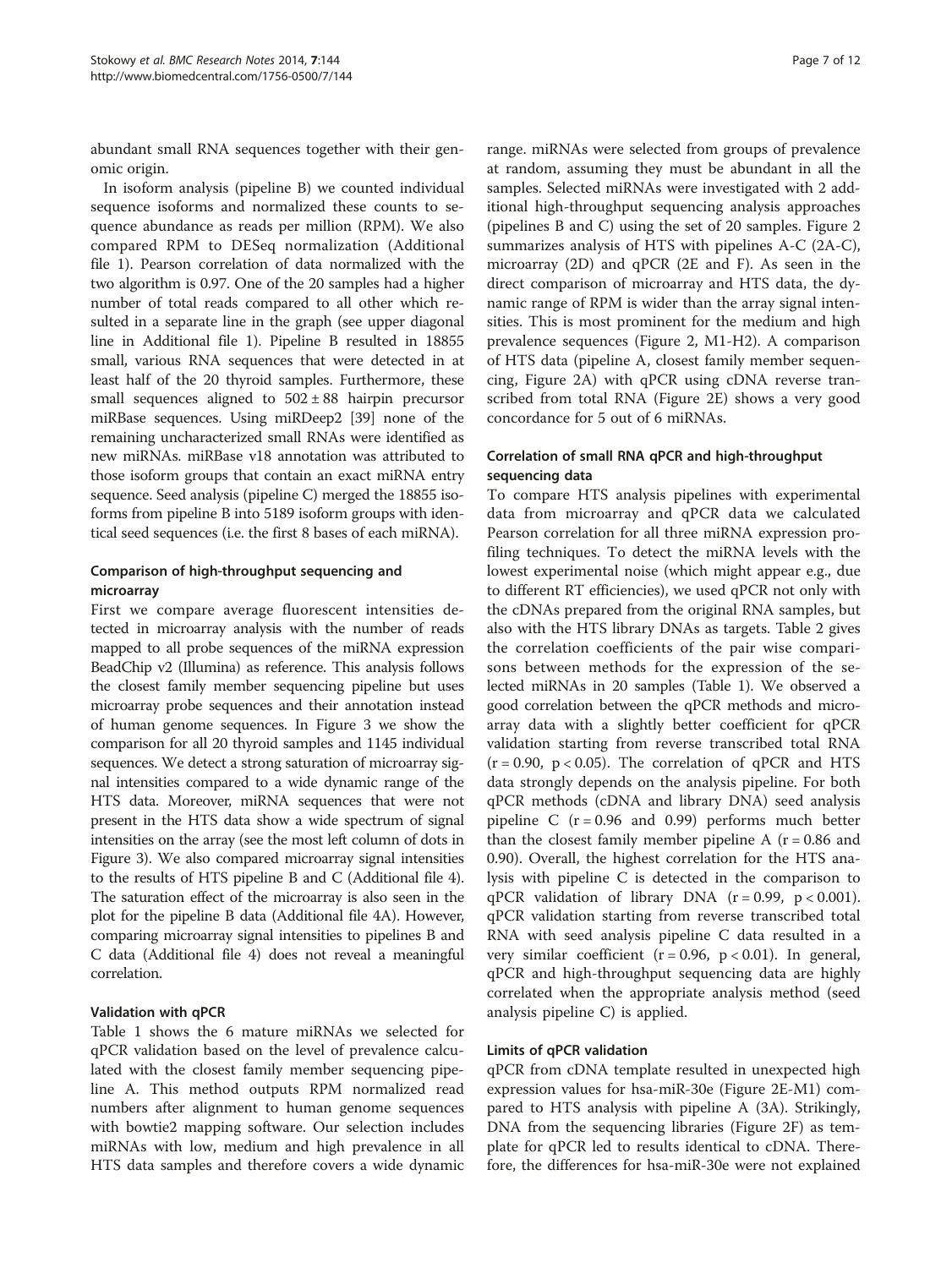abundant small RNA sequences together with their genomic origin.

In isoform analysis (pipeline B) we counted individual sequence isoforms and normalized these counts to sequence abundance as reads per million (RPM). We also compared RPM to DESeq normalization (Additional file 1). Pearson correlation of data normalized with the two algorithm is 0.97. One of the 20 samples had a higher number of total reads compared to all other which resulted in a separate line in the graph (see upper diagonal line in Additional file 1). Pipeline B resulted in 18855 small, various RNA sequences that were detected in at least half of the 20 thyroid samples. Furthermore, these small sequences aligned to $502 \pm 88$ hairpin precursor miRBase sequences. Using miRDeep2 [39] none of the remaining uncharacterized small RNAs were identified as new miRNAs. miRBase v18 annotation was attributed to those isoform groups that contain an exact miRNA entry sequence. Seed analysis (pipeline C) merged the 18855 isoforms from pipeline B into 5189 isoform groups with identical seed sequences (i.e. the first 8 bases of each miRNA).

### Comparison of high-throughput sequencing and microarray

First we compare average fluorescent intensities detected in microarray analysis with the number of reads mapped to all probe sequences of the miRNA expression BeadChip v2 (Illumina) as reference. This analysis follows the closest family member sequencing pipeline but uses microarray probe sequences and their annotation instead of human genome sequences. In Figure 3 we show the comparison for all 20 thyroid samples and 1145 individual sequences. We detect a strong saturation of microarray signal intensities compared to a wide dynamic range of the HTS data. Moreover, miRNA sequences that were not present in the HTS data show a wide spectrum of signal intensities on the array (see the most left column of dots in Figure 3). We also compared microarray signal intensities to the results of HTS pipeline B and C (Additional file 4). The saturation effect of the microarray is also seen in the plot for the pipeline B data (Additional file 4A). However, comparing microarray signal intensities to pipelines B and C data (Additional file 4) does not reveal a meaningful correlation.

### Validation with qPCR

Table 1 shows the 6 mature miRNAs we selected for qPCR validation based on the level of prevalence calculated with the closest family member sequencing pipeline A. This method outputs RPM normalized read numbers after alignment to human genome sequences with bowtie2 mapping software. Our selection includes miRNAs with low, medium and high prevalence in all HTS data samples and therefore covers a wide dynamic range. miRNAs were selected from groups of prevalence at random, assuming they must be abundant in all the samples. Selected miRNAs were investigated with 2 additional high-throughput sequencing analysis approaches (pipelines B and C) using the set of 20 samples. Figure 2 summarizes analysis of HTS with pipelines A-C (2A-C), microarray (2D) and qPCR (2E and F). As seen in the direct comparison of microarray and HTS data, the dynamic range of RPM is wider than the array signal intensities. This is most prominent for the medium and high prevalence sequences (Figure 2, M1-H2). A comparison of HTS data (pipeline A, closest family member sequencing, Figure 2A) with qPCR using cDNA reverse transcribed from total RNA (Figure 2E) shows a very good concordance for 5 out of 6 miRNAs.

### Correlation of small RNA qPCR and high-throughput sequencing data

To compare HTS analysis pipelines with experimental data from microarray and qPCR data we calculated Pearson correlation for all three miRNA expression profiling techniques. To detect the miRNA levels with the lowest experimental noise (which might appear e.g., due to different RT efficiencies), we used qPCR not only with the cDNAs prepared from the original RNA samples, but also with the HTS library DNAs as targets. Table 2 gives the correlation coefficients of the pair wise comparisons between methods for the expression of the selected miRNAs in 20 samples (Table 1). We observed a good correlation between the qPCR methods and microarray data with a slightly better coefficient for qPCR validation starting from reverse transcribed total RNA ($r = 0.90$, $p < 0.05$). The correlation of qPCR and HTS data strongly depends on the analysis pipeline. For both qPCR methods (cDNA and library DNA) seed analysis pipeline C ($r = 0.96$ and 0.99) performs much better than the closest family member pipeline A ($r = 0.86$ and 0.90). Overall, the highest correlation for the HTS analysis with pipeline C is detected in the comparison to qPCR validation of library DNA ($r = 0.99$, $p < 0.001$). qPCR validation starting from reverse transcribed total RNA with seed analysis pipeline C data resulted in a very similar coefficient ($r = 0.96$, $p < 0.01$). In general, qPCR and high-throughput sequencing data are highly correlated when the appropriate analysis method (seed analysis pipeline C) is applied.

### Limits of qPCR validation

qPCR from cDNA template resulted in unexpected high expression values for hsa-miR-30e (Figure 2E-M1) compared to HTS analysis with pipeline A (3A). Strikingly, DNA from the sequencing libraries (Figure 2F) as template for qPCR led to results identical to cDNA. Therefore, the differences for hsa-miR-30e were not explained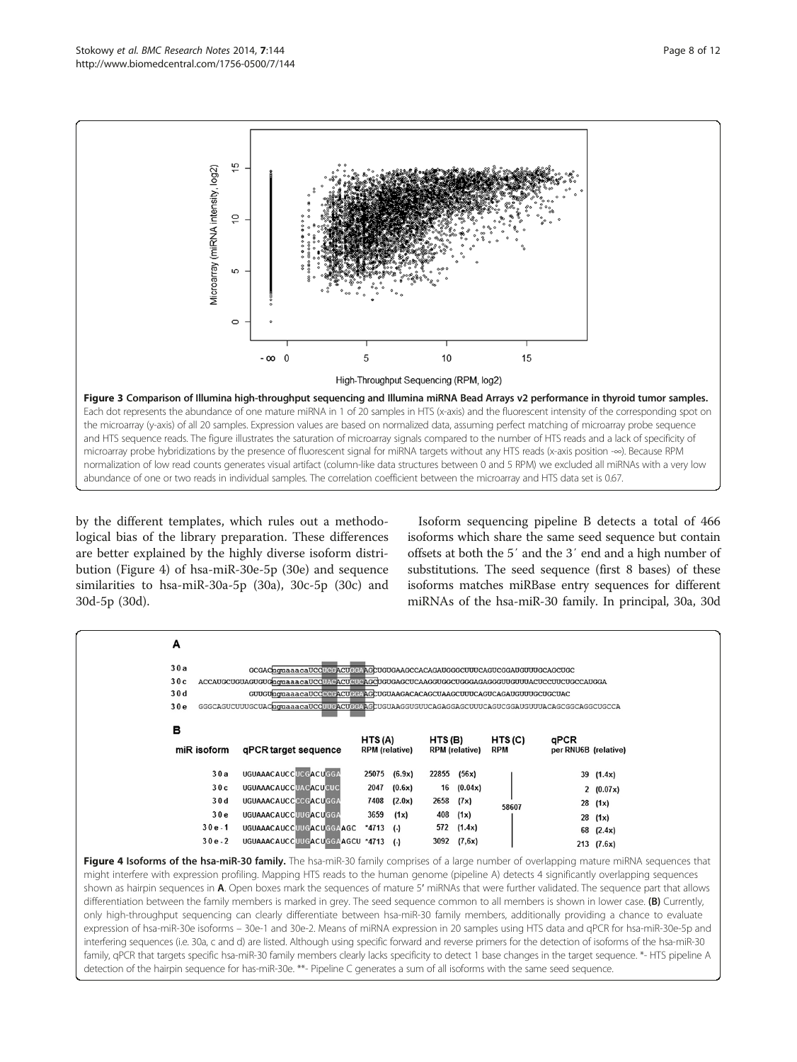**Figure 3 Comparison of Illumina high-throughput sequencing and Illumina miRNA Bead Arrays v2 performance in thyroid tumor samples.** Each dot represents the abundance of one mature miRNA in 1 of 20 samples in HTS (x-axis) and the fluorescent intensity of the corresponding spot on the microarray (y-axis) of all 20 samples. Expression values are based on normalized data, assuming perfect matching of microarray probe sequence and HTS sequence reads. The figure illustrates the saturation of microarray signals compared to the number of HTS reads and a lack of specificity of microarray probe hybridizations by the presence of fluorescent signal for miRNA targets without any HTS reads (x-axis position -∞). Because RPM normalization of low read counts generates visual artifact (column-like data structures between 0 and 5 RPM) we excluded all miRNAs with a very low abundance of one or two reads in individual samples. The correlation coefficient between the microarray and HTS data set is 0.67.

by the different templates, which rules out a methodological bias of the library preparation. These differences are better explained by the highly diverse isoform distribution (Figure 4) of hsa-miR-30e-5p (30e) and sequence similarities to hsa-miR-30a-5p (30a), 30c-5p (30c) and 30d-5p (30d).

Isoform sequencing pipeline B detects a total of 466 isoforms which share the same seed sequence but contain offsets at both the 5′ and the 3′ end and a high number of substitutions. The seed sequence (first 8 bases) of these isoforms matches miRBase entry sequences for different miRNAs of the hsa-miR-30 family. In principal, 30a, 30d

**A**

```
30a        GCGACuguaaacauccucgacuggaagcUGUGAAGCCACAGAUGGGCUUUCAGUCGGAUGUUUGCAGCUGC
30c  ACCAUGCUGUAGUGUGuguaaacauccuacacucucagcUGUGAGCUCAAGGUGGCUGGGAGAGGGUUGUUUACUCCUUCUGCCAUGGA
30d        GUUGUuguaaacauccccgacuggaagCUGUAAGACACAGCUAAGCUUUCAGUCAGAUGUUUGCUGCUAC
30e  GGGCAGUCUUUGCUACuguaaacauccuugacuggaagCUGUAAGGUGUUCAGAGGAGCUUUCAGUCGGAUGUUUACAGCGGCAGGCUGCCA
```

**B**

| miR isoform | qPCR target sequence | HTS (A) RPM (relative) | | HTS (B) RPM (relative) | | HTS (C) RPM | qPCR per RNU6B (relative) | |
|---|---|---|---|---|---|---|---|---|
| 30a | UGUAAACAUCCUCGACUGGA | 25075 | (6.9x) | 22855 | (56x) | | 39 | (1.4x) |
| 30c | UGUAAACAUCCUACACUCUC | 2047 | (0.6x) | 16 | (0.04x) | | 2 | (0.07x) |
| 30d | UGUAAACAUCCCCGACUGGA | 7408 | (2.0x) | 2658 | (7x) | 58607 | 28 | (1x) |
| 30e | UGUAAACAUCCUUGACUGGA | 3659 | (1x) | 408 | (1x) | | 28 | (1x) |
| 30e-1 | UGUAAACAUCCUUGACUGGAAGC | *4713 | (-) | 572 | (1.4x) | | 68 | (2.4x) |
| 30e-2 | UGUAAACAUCCUUGACUGGAAGCU | *4713 | (-) | 3092 | (7,6x) | | 213 | (7.6x) |

**Figure 4 Isoforms of the hsa-miR-30 family.** The hsa-miR-30 family comprises of a large number of overlapping mature miRNA sequences that might interfere with expression profiling. Mapping HTS reads to the human genome (pipeline A) detects 4 significantly overlapping sequences shown as hairpin sequences in **A**. Open boxes mark the sequences of mature 5′ miRNAs that were further validated. The sequence part that allows differentiation between the family members is marked in grey. The seed sequence common to all members is shown in lower case. **(B)** Currently, only high-throughput sequencing can clearly differentiate between hsa-miR-30 family members, additionally providing a chance to evaluate expression of hsa-miR-30e isoforms – 30e-1 and 30e-2. Means of miRNA expression in 20 samples using HTS data and qPCR for hsa-miR-30e-5p and interfering sequences (i.e. 30a, c and d) are listed. Although using specific forward and reverse primers for the detection of isoforms of the hsa-miR-30 family, qPCR that targets specific hsa-miR-30 family members clearly lacks specificity to detect 1 base changes in the target sequence. *- HTS pipeline A detection of the hairpin sequence for has-miR-30e. **- Pipeline C generates a sum of all isoforms with the same seed sequence.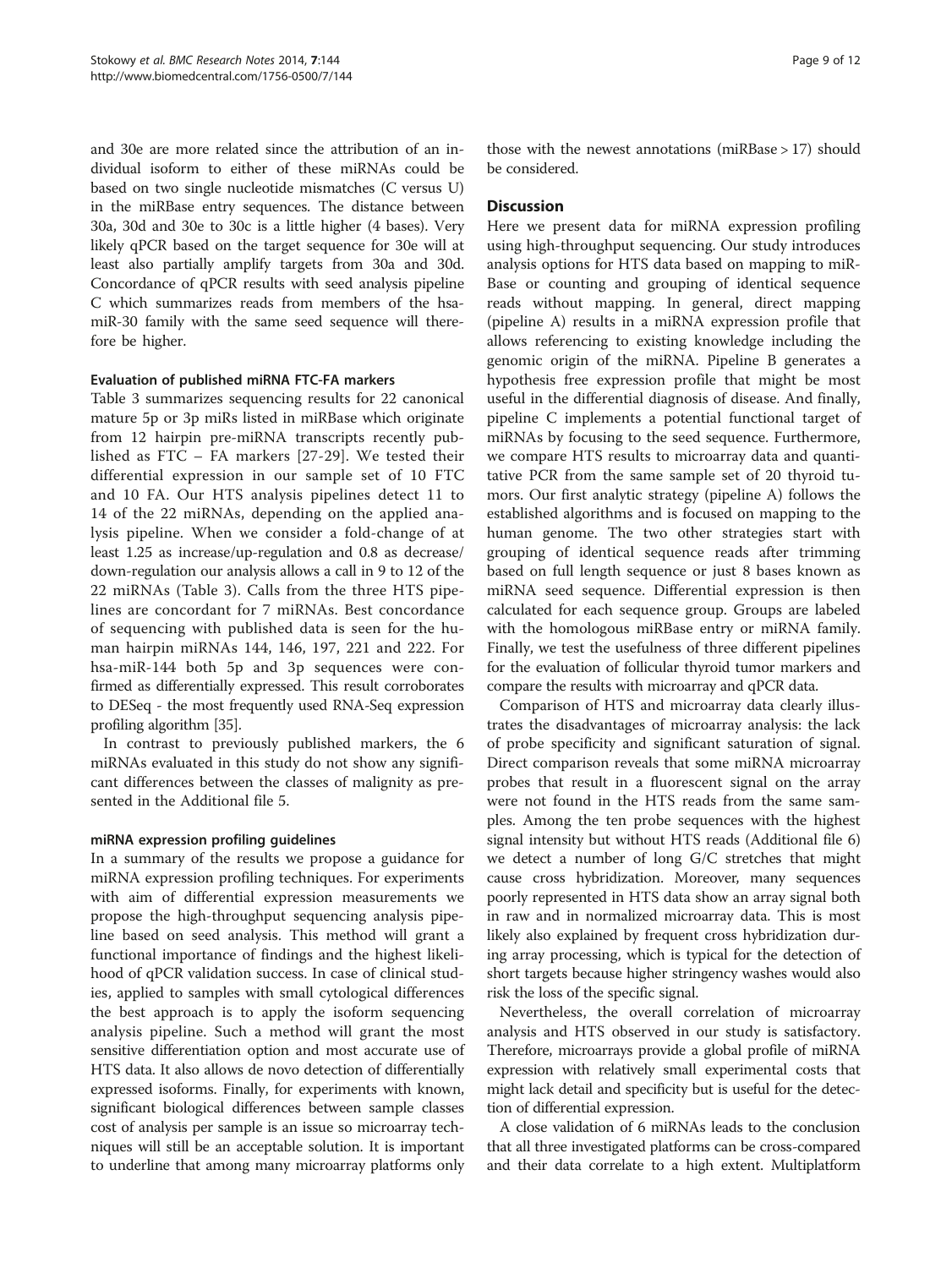and 30e are more related since the attribution of an individual isoform to either of these miRNAs could be based on two single nucleotide mismatches (C versus U) in the miRBase entry sequences. The distance between 30a, 30d and 30e to 30c is a little higher (4 bases). Very likely qPCR based on the target sequence for 30e will at least also partially amplify targets from 30a and 30d. Concordance of qPCR results with seed analysis pipeline C which summarizes reads from members of the hsa-miR-30 family with the same seed sequence will therefore be higher.

#### Evaluation of published miRNA FTC-FA markers

Table 3 summarizes sequencing results for 22 canonical mature 5p or 3p miRs listed in miRBase which originate from 12 hairpin pre-miRNA transcripts recently published as FTC – FA markers [27-29]. We tested their differential expression in our sample set of 10 FTC and 10 FA. Our HTS analysis pipelines detect 11 to 14 of the 22 miRNAs, depending on the applied analysis pipeline. When we consider a fold-change of at least 1.25 as increase/up-regulation and 0.8 as decrease/down-regulation our analysis allows a call in 9 to 12 of the 22 miRNAs (Table 3). Calls from the three HTS pipelines are concordant for 7 miRNAs. Best concordance of sequencing with published data is seen for the human hairpin miRNAs 144, 146, 197, 221 and 222. For hsa-miR-144 both 5p and 3p sequences were confirmed as differentially expressed. This result corroborates to DESeq - the most frequently used RNA-Seq expression profiling algorithm [35].

In contrast to previously published markers, the 6 miRNAs evaluated in this study do not show any significant differences between the classes of malignity as presented in the Additional file 5.

#### miRNA expression profiling guidelines

In a summary of the results we propose a guidance for miRNA expression profiling techniques. For experiments with aim of differential expression measurements we propose the high-throughput sequencing analysis pipeline based on seed analysis. This method will grant a functional importance of findings and the highest likelihood of qPCR validation success. In case of clinical studies, applied to samples with small cytological differences the best approach is to apply the isoform sequencing analysis pipeline. Such a method will grant the most sensitive differentiation option and most accurate use of HTS data. It also allows de novo detection of differentially expressed isoforms. Finally, for experiments with known, significant biological differences between sample classes cost of analysis per sample is an issue so microarray techniques will still be an acceptable solution. It is important to underline that among many microarray platforms only those with the newest annotations (miRBase > 17) should be considered.

## Discussion

Here we present data for miRNA expression profiling using high-throughput sequencing. Our study introduces analysis options for HTS data based on mapping to miRBase or counting and grouping of identical sequence reads without mapping. In general, direct mapping (pipeline A) results in a miRNA expression profile that allows referencing to existing knowledge including the genomic origin of the miRNA. Pipeline B generates a hypothesis free expression profile that might be most useful in the differential diagnosis of disease. And finally, pipeline C implements a potential functional target of miRNAs by focusing to the seed sequence. Furthermore, we compare HTS results to microarray data and quantitative PCR from the same sample set of 20 thyroid tumors. Our first analytic strategy (pipeline A) follows the established algorithms and is focused on mapping to the human genome. The two other strategies start with grouping of identical sequence reads after trimming based on full length sequence or just 8 bases known as miRNA seed sequence. Differential expression is then calculated for each sequence group. Groups are labeled with the homologous miRBase entry or miRNA family. Finally, we test the usefulness of three different pipelines for the evaluation of follicular thyroid tumor markers and compare the results with microarray and qPCR data.

Comparison of HTS and microarray data clearly illustrates the disadvantages of microarray analysis: the lack of probe specificity and significant saturation of signal. Direct comparison reveals that some miRNA microarray probes that result in a fluorescent signal on the array were not found in the HTS reads from the same samples. Among the ten probe sequences with the highest signal intensity but without HTS reads (Additional file 6) we detect a number of long G/C stretches that might cause cross hybridization. Moreover, many sequences poorly represented in HTS data show an array signal both in raw and in normalized microarray data. This is most likely also explained by frequent cross hybridization during array processing, which is typical for the detection of short targets because higher stringency washes would also risk the loss of the specific signal.

Nevertheless, the overall correlation of microarray analysis and HTS observed in our study is satisfactory. Therefore, microarrays provide a global profile of miRNA expression with relatively small experimental costs that might lack detail and specificity but is useful for the detection of differential expression.

A close validation of 6 miRNAs leads to the conclusion that all three investigated platforms can be cross-compared and their data correlate to a high extent. Multiplatform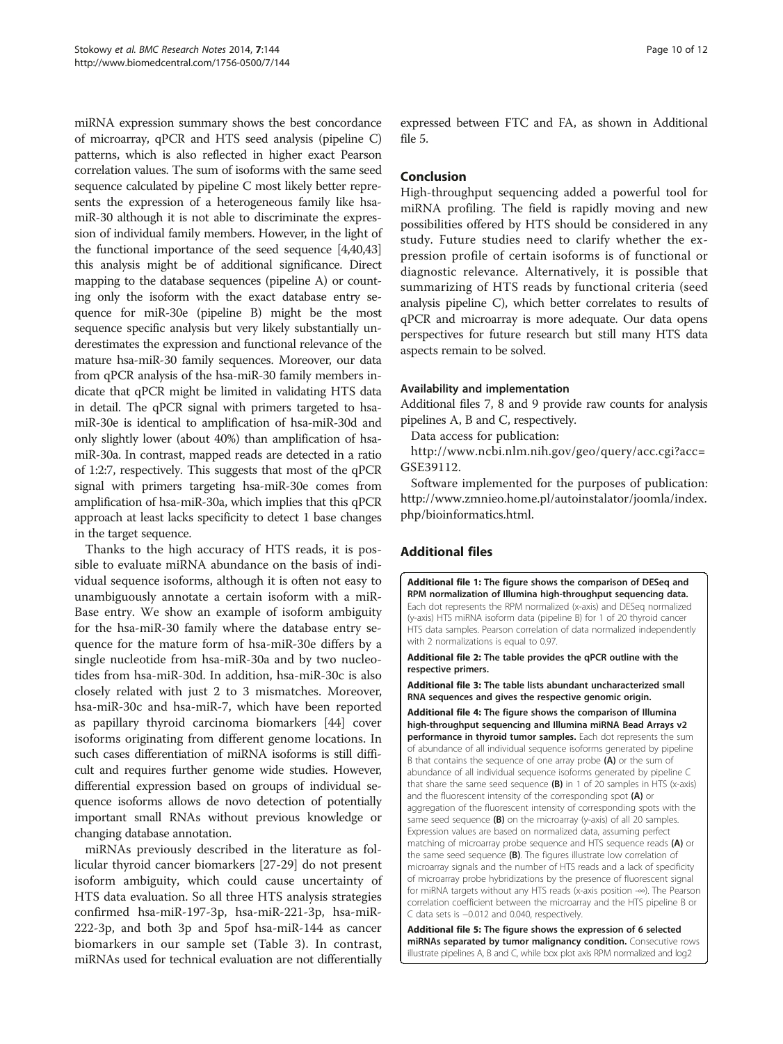miRNA expression summary shows the best concordance of microarray, qPCR and HTS seed analysis (pipeline C) patterns, which is also reflected in higher exact Pearson correlation values. The sum of isoforms with the same seed sequence calculated by pipeline C most likely better represents the expression of a heterogeneous family like hsa-miR-30 although it is not able to discriminate the expression of individual family members. However, in the light of the functional importance of the seed sequence [4,40,43] this analysis might be of additional significance. Direct mapping to the database sequences (pipeline A) or counting only the isoform with the exact database entry sequence for miR-30e (pipeline B) might be the most sequence specific analysis but very likely substantially underestimates the expression and functional relevance of the mature hsa-miR-30 family sequences. Moreover, our data from qPCR analysis of the hsa-miR-30 family members indicate that qPCR might be limited in validating HTS data in detail. The qPCR signal with primers targeted to hsa-miR-30e is identical to amplification of hsa-miR-30d and only slightly lower (about 40%) than amplification of hsa-miR-30a. In contrast, mapped reads are detected in a ratio of 1:2:7, respectively. This suggests that most of the qPCR signal with primers targeting hsa-miR-30e comes from amplification of hsa-miR-30a, which implies that this qPCR approach at least lacks specificity to detect 1 base changes in the target sequence.

Thanks to the high accuracy of HTS reads, it is possible to evaluate miRNA abundance on the basis of individual sequence isoforms, although it is often not easy to unambiguously annotate a certain isoform with a miRBase entry. We show an example of isoform ambiguity for the hsa-miR-30 family where the database entry sequence for the mature form of hsa-miR-30e differs by a single nucleotide from hsa-miR-30a and by two nucleotides from hsa-miR-30d. In addition, hsa-miR-30c is also closely related with just 2 to 3 mismatches. Moreover, hsa-miR-30c and hsa-miR-7, which have been reported as papillary thyroid carcinoma biomarkers [44] cover isoforms originating from different genome locations. In such cases differentiation of miRNA isoforms is still difficult and requires further genome wide studies. However, differential expression based on groups of individual sequence isoforms allows de novo detection of potentially important small RNAs without previous knowledge or changing database annotation.

miRNAs previously described in the literature as follicular thyroid cancer biomarkers [27-29] do not present isoform ambiguity, which could cause uncertainty of HTS data evaluation. So all three HTS analysis strategies confirmed hsa-miR-197-3p, hsa-miR-221-3p, hsa-miR-222-3p, and both 3p and 5pof hsa-miR-144 as cancer biomarkers in our sample set (Table 3). In contrast, miRNAs used for technical evaluation are not differentially expressed between FTC and FA, as shown in Additional file 5.

## Conclusion

High-throughput sequencing added a powerful tool for miRNA profiling. The field is rapidly moving and new possibilities offered by HTS should be considered in any study. Future studies need to clarify whether the expression profile of certain isoforms is of functional or diagnostic relevance. Alternatively, it is possible that summarizing of HTS reads by functional criteria (seed analysis pipeline C), which better correlates to results of qPCR and microarray is more adequate. Our data opens perspectives for future research but still many HTS data aspects remain to be solved.

### Availability and implementation

Additional files 7, 8 and 9 provide raw counts for analysis pipelines A, B and C, respectively.

Data access for publication:

http://www.ncbi.nlm.nih.gov/geo/query/acc.cgi?acc=GSE39112.

Software implemented for the purposes of publication: http://www.zmnieo.home.pl/autoinstalator/joomla/index.php/bioinformatics.html.

## Additional files

**Additional file 1: The figure shows the comparison of DESeq and RPM normalization of Illumina high-throughput sequencing data.** Each dot represents the RPM normalized (x-axis) and DESeq normalized (y-axis) HTS miRNA isoform data (pipeline B) for 1 of 20 thyroid cancer HTS data samples. Pearson correlation of data normalized independently with 2 normalizations is equal to 0.97.

**Additional file 2: The table provides the qPCR outline with the respective primers.**

**Additional file 3: The table lists abundant uncharacterized small RNA sequences and gives the respective genomic origin.**

**Additional file 4: The figure shows the comparison of Illumina high-throughput sequencing and Illumina miRNA Bead Arrays v2 performance in thyroid tumor samples.** Each dot represents the sum of abundance of all individual sequence isoforms generated by pipeline B that contains the sequence of one array probe **(A)** or the sum of abundance of all individual sequence isoforms generated by pipeline C that share the same seed sequence **(B)** in 1 of 20 samples in HTS (x-axis) and the fluorescent intensity of the corresponding spot **(A)** or aggregation of the fluorescent intensity of corresponding spots with the same seed sequence **(B)** on the microarray (y-axis) of all 20 samples. Expression values are based on normalized data, assuming perfect matching of microarray probe sequence and HTS sequence reads **(A)** or the same seed sequence **(B)**. The figures illustrate low correlation of microarray signals and the number of HTS reads and a lack of specificity of microarray probe hybridizations by the presence of fluorescent signal for miRNA targets without any HTS reads (x-axis position -∞). The Pearson correlation coefficient between the microarray and the HTS pipeline B or C data sets is −0.012 and 0.040, respectively.

**Additional file 5: The figure shows the expression of 6 selected miRNAs separated by tumor malignancy condition.** Consecutive rows illustrate pipelines A, B and C, while box plot axis RPM normalized and log2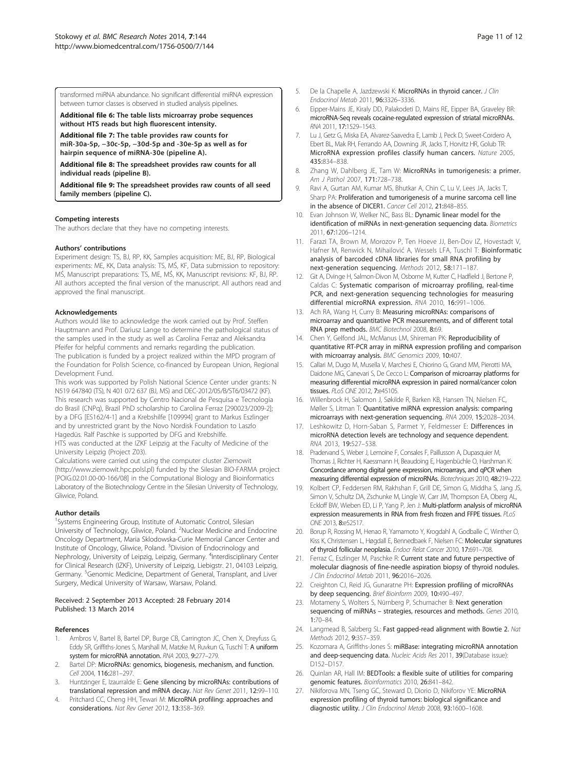transformed miRNA abundance. No significant differential miRNA expression between tumor classes is observed in studied analysis pipelines.

**Additional file 6: The table lists microarray probe sequences without HTS reads but high fluorescent intensity.**

**Additional file 7: The table provides raw counts for miR-30a-5p, −30c-5p, −30d-5p and -30e-5p as well as for hairpin sequence of miRNA-30e (pipeline A).**

**Additional file 8: The spreadsheet provides raw counts for all individual reads (pipeline B).**

**Additional file 9: The spreadsheet provides raw counts of all seed family members (pipeline C).**

#### Competing interests

The authors declare that they have no competing interests.

#### Authors' contributions

Experiment design: TS, BJ, RP, KK, Samples acquisition: ME, BJ, RP, Biological experiments: ME, KK, Data analysis: TS, MŚ, KF, Data submission to repository: MŚ, Manuscript preparations: TS, ME, MŚ, KK, Manuscript revisions: KF, BJ, RP. All authors accepted the final version of the manuscript. All authors read and approved the final manuscript.

#### Acknowledgements

Authors would like to acknowledge the work carried out by Prof. Steffen Hauptmann and Prof. Dariusz Lange to determine the pathological status of the samples used in the study as well as Carolina Ferraz and Aleksandra Pfeifer for helpful comments and remarks regarding the publication.
The publication is funded by a project realized within the MPD program of the Foundation for Polish Science, co-financed by European Union, Regional Development Fund.
This work was supported by Polish National Science Center under grants: N N519 647840 (TS), N 401 072 637 (BJ, MS) and DEC-2012/05/B/ST6/03472 (KF). This research was supported by Centro Nacional de Pesquisa e Tecnologia do Brasil (CNPq), Brazil PhD scholarship to Carolina Ferraz [290023/2009-2]; by a DFG [ES162/4-1] and a Krebshilfe [109994] grant to Markus Eszlinger and by unrestricted grant by the Novo Nordisk Foundation to Laszlo Hagedüs. Ralf Paschke is supported by DFG and Krebshilfe.
HTS was conducted at the IZKF Leipzig at the Faculty of Medicine of the University Leipzig (Project Z03).
Calculations were carried out using the computer cluster Ziemowit (http://www.ziemowit.hpc.polsl.pl) funded by the Silesian BIO-FARMA project [POIG.02.01.00-00-166/08] in the Computational Biology and Bioinformatics Laboratory of the Biotechnology Centre in the Silesian University of Technology, Gliwice, Poland.

#### Author details

[1]Systems Engineering Group, Institute of Automatic Control, Silesian University of Technology, Gliwice, Poland. [2]Nuclear Medicine and Endocrine Oncology Department, Maria Sklodowska-Curie Memorial Cancer Center and Institute of Oncology, Gliwice, Poland. [3]Division of Endocrinology and Nephrology, University of Leipzig, Leipzig, Germany. [4]Interdisciplinary Center for Clinical Research (IZKF), University of Leipzig, Liebigstr. 21, 04103 Leipzig, Germany. [5]Genomic Medicine, Department of General, Transplant, and Liver Surgery, Medical University of Warsaw, Warsaw, Poland.

Received: 2 September 2013 Accepted: 28 February 2014
Published: 13 March 2014

#### References

1. Ambros V, Bartel B, Bartel DP, Burge CB, Carrington JC, Chen X, Dreyfuss G, Eddy SR, Griffiths-Jones S, Marshall M, Matzke M, Ruvkun G, Tuschl T: **A uniform system for microRNA annotation.** *RNA* 2003, **9:**277–279.
2. Bartel DP: **MicroRNAs: genomics, biogenesis, mechanism, and function.** *Cell* 2004, **116:**281–297.
3. Huntzinger E, Izaurralde E: **Gene silencing by microRNAs: contributions of translational repression and mRNA decay.** *Nat Rev Genet* 2011, **12:**99–110.
4. Pritchard CC, Cheng HH, Tewari M: **MicroRNA profiling: approaches and considerations.** *Nat Rev Genet* 2012, **13:**358–369.
5. De la Chapelle A, Jazdzewski K: **MicroRNAs in thyroid cancer.** *J Clin Endocrinol Metab* 2011, **96:**3326–3336.
6. Eipper-Mains JE, Kiraly DD, Palakodeti D, Mains RE, Eipper BA, Graveley BR: **microRNA-Seq reveals cocaine-regulated expression of striatal microRNAs.** *RNA* 2011, **17:**1529–1543.
7. Lu J, Getz G, Miska EA, Alvarez-Saavedra E, Lamb J, Peck D, Sweet-Cordero A, Ebert BL, Mak RH, Ferrando AA, Downing JR, Jacks T, Horvitz HR, Golub TR: **MicroRNA expression profiles classify human cancers.** *Nature* 2005, **435:**834–838.
8. Zhang W, Dahlberg JE, Tam W: **MicroRNAs in tumorigenesis: a primer.** *Am J Pathol* 2007, **171:**728–738.
9. Ravi A, Gurtan AM, Kumar MS, Bhutkar A, Chin C, Lu V, Lees JA, Jacks T, Sharp PA: **Proliferation and tumorigenesis of a murine sarcoma cell line in the absence of DICER1.** *Cancer Cell* 2012, **21:**848–855.
10. Evan Johnson W, Welker NC, Bass BL: **Dynamic linear model for the identification of miRNAs in next-generation sequencing data.** *Biometrics* 2011, **67:**1206–1214.
11. Farazi TA, Brown M, Morozov P, Ten Hoeve JJ, Ben-Dov IZ, Hovestadt V, Hafner M, Renwick N, Mihailović A, Wessels LFA, Tuschl T: **Bioinformatic analysis of barcoded cDNA libraries for small RNA profiling by next-generation sequencing.** *Methods* 2012, **58:**171–187.
12. Git A, Dvinge H, Salmon-Divon M, Osborne M, Kutter C, Hadfield J, Bertone P, Caldas C: **Systematic comparison of microarray profiling, real-time PCR, and next-generation sequencing technologies for measuring differential microRNA expression.** *RNA* 2010, **16:**991–1006.
13. Ach RA, Wang H, Curry B: **Measuring microRNAs: comparisons of microarray and quantitative PCR measurements, and of different total RNA prep methods.** *BMC Biotechnol* 2008, **8:**69.
14. Chen Y, Gelfond JAL, McManus LM, Shireman PK: **Reproducibility of quantitative RT-PCR array in miRNA expression profiling and comparison with microarray analysis.** *BMC Genomics* 2009, **10:**407.
15. Callari M, Dugo M, Musella V, Marchesi E, Chiorino G, Grand MM, Pierotti MA, Daidone MG, Canevari S, De Cecco L: **Comparison of microarray platforms for measuring differential microRNA expression in paired normal/cancer colon tissues.** *PLoS ONE* 2012, **7:**e45105.
16. Willenbrock H, Salomon J, Søkilde R, Barken KB, Hansen TN, Nielsen FC, Møller S, Litman T: **Quantitative miRNA expression analysis: comparing microarrays with next-generation sequencing.** *RNA* 2009, **15:**2028–2034.
17. Leshkowitz D, Horn-Saban S, Parmet Y, Feldmesser E: **Differences in microRNA detection levels are technology and sequence dependent.** *RNA* 2013, **19:**527–538.
18. Pradervand S, Weber J, Lemoine F, Consales F, Paillusson A, Dupasquier M, Thomas J, Richter H, Kaessmann H, Beaudoing E, Hagenbüchle O, Harshman K: **Concordance among digital gene expression, microarrays, and qPCR when measuring differential expression of microRNAs.** *Biotechniques* 2010, **48:**219–222.
19. Kolbert CP, Feddersen RM, Rakhshan F, Grill DE, Simon G, Middha S, Jang JS, Simon V, Schultz DA, Zschunke M, Lingle W, Carr JM, Thompson EA, Oberg AL, Eckloff BW, Wieben ED, Li P, Yang P, Jen J: **Multi-platform analysis of microRNA expression measurements in RNA from fresh frozen and FFPE tissues.** *PLoS ONE* 2013, **8:**e52517.
20. Borup R, Rossing M, Henao R, Yamamoto Y, Krogdahl A, Godballe C, Winther O, Kiss K, Christensen L, Høgdall E, Bennedbaek F, Nielsen FC: **Molecular signatures of thyroid follicular neoplasia.** *Endocr Relat Cancer* 2010, **17:**691–708.
21. Ferraz C, Eszlinger M, Paschke R: **Current state and future perspective of molecular diagnosis of fine-needle aspiration biopsy of thyroid nodules.** *J Clin Endocrinol Metab* 2011, **96:**2016–2026.
22. Creighton CJ, Reid JG, Gunaratne PH: **Expression profiling of microRNAs by deep sequencing.** *Brief Bioinform* 2009, **10:**490–497.
23. Motameny S, Wolters S, Nürnberg P, Schumacher B: **Next generation sequencing of miRNAs – strategies, resources and methods.** *Genes* 2010, **1:**70–84.
24. Langmead B, Salzberg SL: **Fast gapped-read alignment with Bowtie 2.** *Nat Methods* 2012, **9:**357–359.
25. Kozomara A, Griffiths-Jones S: **miRBase: integrating microRNA annotation and deep-sequencing data.** *Nucleic Acids Res* 2011, **39**(Database issue): D152–D157.
26. Quinlan AR, Hall IM: **BEDTools: a flexible suite of utilities for comparing genomic features.** *Bioinformatics* 2010, **26:**841–842.
27. Nikiforova MN, Tseng GC, Steward D, Diorio D, Nikiforov YE: **MicroRNA expression profiling of thyroid tumors: biological significance and diagnostic utility.** *J Clin Endocrinol Metab* 2008, **93:**1600–1608.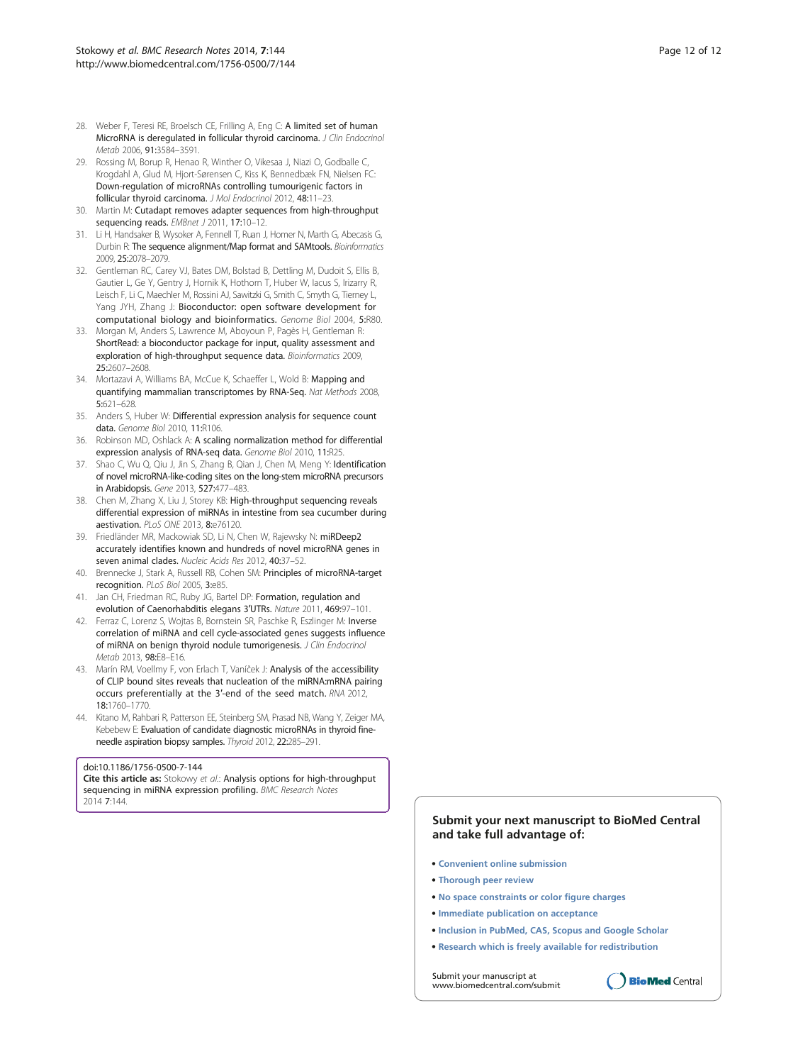28. Weber F, Teresi RE, Broelsch CE, Frilling A, Eng C: **A limited set of human MicroRNA is deregulated in follicular thyroid carcinoma.** *J Clin Endocrinol Metab* 2006, **91:**3584–3591.
29. Rossing M, Borup R, Henao R, Winther O, Vikesaa J, Niazi O, Godballe C, Krogdahl A, Glud M, Hjort-Sørensen C, Kiss K, Bennedbæk FN, Nielsen FC: **Down-regulation of microRNAs controlling tumourigenic factors in follicular thyroid carcinoma.** *J Mol Endocrinol* 2012, **48:**11–23.
30. Martin M: **Cutadapt removes adapter sequences from high-throughput sequencing reads.** *EMBnet J* 2011, **17:**10–12.
31. Li H, Handsaker B, Wysoker A, Fennell T, Ruan J, Homer N, Marth G, Abecasis G, Durbin R: **The sequence alignment/Map format and SAMtools.** *Bioinformatics* 2009, **25:**2078–2079.
32. Gentleman RC, Carey VJ, Bates DM, Bolstad B, Dettling M, Dudoit S, Ellis B, Gautier L, Ge Y, Gentry J, Hornik K, Hothorn T, Huber W, Iacus S, Irizarry R, Leisch F, Li C, Maechler M, Rossini AJ, Sawitzki G, Smith C, Smyth G, Tierney L, Yang JYH, Zhang J: **Bioconductor: open software development for computational biology and bioinformatics.** *Genome Biol* 2004, **5:**R80.
33. Morgan M, Anders S, Lawrence M, Aboyoun P, Pagès H, Gentleman R: **ShortRead: a bioconductor package for input, quality assessment and exploration of high-throughput sequence data.** *Bioinformatics* 2009, **25:**2607–2608.
34. Mortazavi A, Williams BA, McCue K, Schaeffer L, Wold B: **Mapping and quantifying mammalian transcriptomes by RNA-Seq.** *Nat Methods* 2008, **5:**621–628.
35. Anders S, Huber W: **Differential expression analysis for sequence count data.** *Genome Biol* 2010, **11:**R106.
36. Robinson MD, Oshlack A: **A scaling normalization method for differential expression analysis of RNA-seq data.** *Genome Biol* 2010, **11:**R25.
37. Shao C, Wu Q, Qiu J, Jin S, Zhang B, Qian J, Chen M, Meng Y: **Identification of novel microRNA-like-coding sites on the long-stem microRNA precursors in Arabidopsis.** *Gene* 2013, **527:**477–483.
38. Chen M, Zhang X, Liu J, Storey KB: **High-throughput sequencing reveals differential expression of miRNAs in intestine from sea cucumber during aestivation.** *PLoS ONE* 2013, **8:**e76120.
39. Friedländer MR, Mackowiak SD, Li N, Chen W, Rajewsky N: **miRDeep2 accurately identifies known and hundreds of novel microRNA genes in seven animal clades.** *Nucleic Acids Res* 2012, **40:**37–52.
40. Brennecke J, Stark A, Russell RB, Cohen SM: **Principles of microRNA-target recognition.** *PLoS Biol* 2005, **3:**e85.
41. Jan CH, Friedman RC, Ruby JG, Bartel DP: **Formation, regulation and evolution of Caenorhabditis elegans 3'UTRs.** *Nature* 2011, **469:**97–101.
42. Ferraz C, Lorenz S, Wojtas B, Bornstein SR, Paschke R, Eszlinger M: **Inverse correlation of miRNA and cell cycle-associated genes suggests influence of miRNA on benign thyroid nodule tumorigenesis.** *J Clin Endocrinol Metab* 2013, **98:**E8–E16.
43. Marín RM, Voellmy F, von Erlach T, Vaníček J: **Analysis of the accessibility of CLIP bound sites reveals that nucleation of the miRNA:mRNA pairing occurs preferentially at the 3'-end of the seed match.** *RNA* 2012, **18:**1760–1770.
44. Kitano M, Rahbari R, Patterson EE, Steinberg SM, Prasad NB, Wang Y, Zeiger MA, Kebebew E: **Evaluation of candidate diagnostic microRNAs in thyroid fine-needle aspiration biopsy samples.** *Thyroid* 2012, **22:**285–291.

doi:10.1186/1756-0500-7-144

**Cite this article as:** Stokowy *et al.*: Analysis options for high-throughput sequencing in miRNA expression profiling. *BMC Research Notes* 2014 **7**:144.

**Submit your next manuscript to BioMed Central and take full advantage of:**

- **Convenient online submission**
- **Thorough peer review**
- **No space constraints or color figure charges**
- **Immediate publication on acceptance**
- **Inclusion in PubMed, CAS, Scopus and Google Scholar**
- **Research which is freely available for redistribution**

Submit your manuscript at
www.biomedcentral.com/submit

BioMed Central